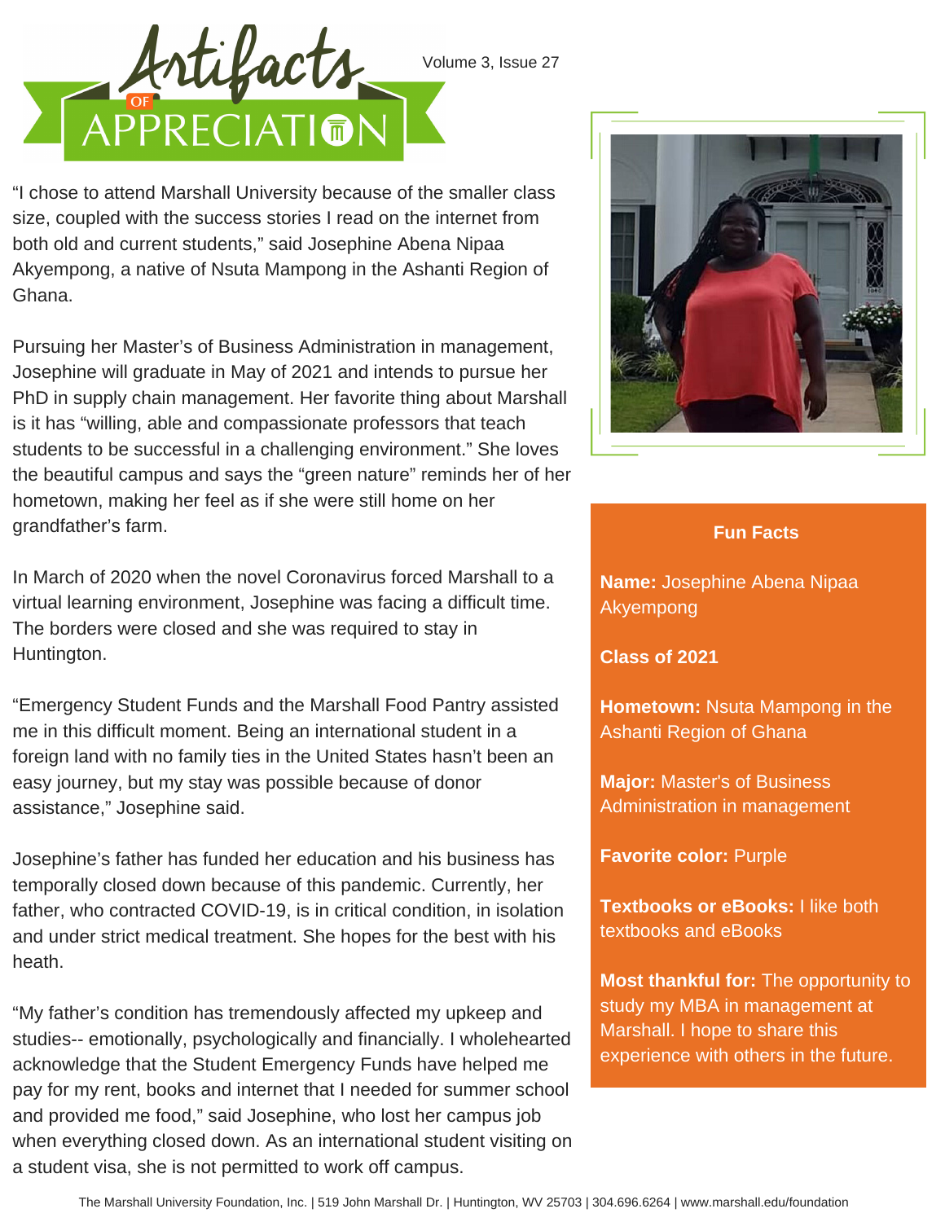# Artifacts of Appreciation

Volume 3, Issue 27

"I chose to attend Marshall University because of the smaller class size, coupled with the success stories I read on the internet from both old and current students," said Josephine Abena Nipaa Akyempong, a native of Nsuta Mampong in the Ashanti Region of Ghana.

Pursuing her Master's of Business Administration in management, Josephine will graduate in May of 2021 and intends to pursue her PhD in supply chain management. Her favorite thing about Marshall is it has "willing, able and compassionate professors that teach students to be successful in a challenging environment." She loves the beautiful campus and says the "green nature" reminds her of her hometown, making her feel as if she were still home on her grandfather's farm.

In March of 2020 when the novel Coronavirus forced Marshall to a virtual learning environment, Josephine was facing a difficult time. The borders were closed and she was required to stay in Huntington.

"Emergency Student Funds and the Marshall Food Pantry assisted me in this difficult moment. Being an international student in a foreign land with no family ties in the United States hasn't been an easy journey, but my stay was possible because of donor assistance," Josephine said.

Josephine's father has funded her education and his business has temporally closed down because of this pandemic. Currently, her father, who contracted COVID-19, is in critical condition, in isolation and under strict medical treatment. She hopes for the best with his heath.

"My father's condition has tremendously affected my upkeep and studies-- emotionally, psychologically and financially. I wholehearted acknowledge that the Student Emergency Funds have helped me pay for my rent, books and internet that I needed for summer school and provided me food," said Josephine, who lost her campus job when everything closed down. As an international student visiting on a student visa, she is not permitted to work off campus.

## Fun Facts

**Name:** Josephine Abena Nipaa Akyempong

**Class of 2021**

**Hometown:** Nsuta Mampong in the Ashanti Region of Ghana

**Major:** Master's of Business Administration in management

**Favorite color:** Purple

**Textbooks or eBooks:** I like both textbooks and eBooks

**Most thankful for:** The opportunity to study my MBA in management at Marshall. I hope to share this experience with others in the future.

The Marshall University Foundation, Inc. | 519 John Marshall Dr. | Huntington, WV 25703 | 304.696.6264 | www.marshall.edu/foundation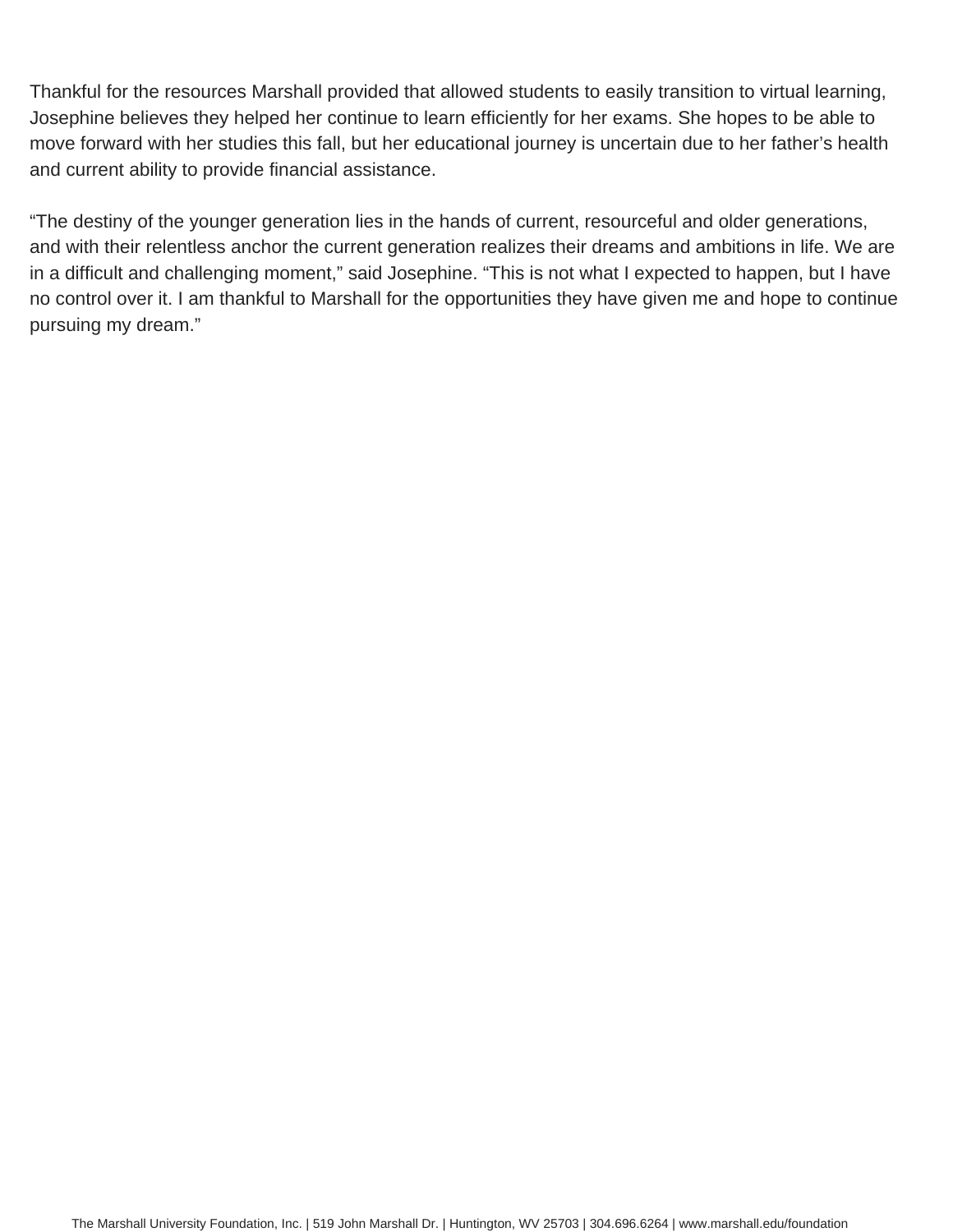Thankful for the resources Marshall provided that allowed students to easily transition to virtual learning, Josephine believes they helped her continue to learn efficiently for her exams. She hopes to be able to move forward with her studies this fall, but her educational journey is uncertain due to her father's health and current ability to provide financial assistance.

"The destiny of the younger generation lies in the hands of current, resourceful and older generations, and with their relentless anchor the current generation realizes their dreams and ambitions in life. We are in a difficult and challenging moment," said Josephine. "This is not what I expected to happen, but I have no control over it. I am thankful to Marshall for the opportunities they have given me and hope to continue pursuing my dream."